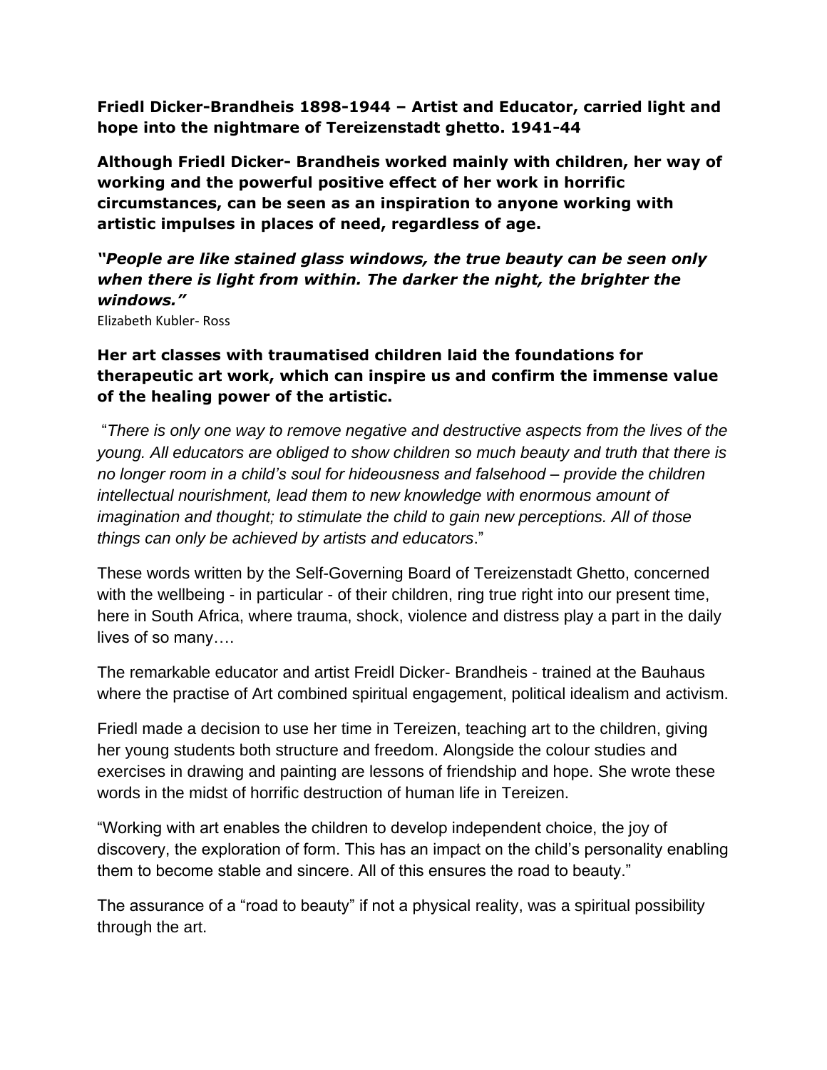**Friedl Dicker-Brandheis 1898-1944 – Artist and Educator, carried light and hope into the nightmare of Tereizenstadt ghetto. 1941-44**

**Although Friedl Dicker- Brandheis worked mainly with children, her way of working and the powerful positive effect of her work in horrific circumstances, can be seen as an inspiration to anyone working with artistic impulses in places of need, regardless of age.**

***"People are like stained glass windows, the true beauty can be seen only when there is light from within. The darker the night, the brighter the windows."***
Elizabeth Kubler- Ross

**Her art classes with traumatised children laid the foundations for therapeutic art work, which can inspire us and confirm the immense value of the healing power of the artistic.**

"*There is only one way to remove negative and destructive aspects from the lives of the young. All educators are obliged to show children so much beauty and truth that there is no longer room in a child's soul for hideousness and falsehood – provide the children intellectual nourishment, lead them to new knowledge with enormous amount of imagination and thought; to stimulate the child to gain new perceptions. All of those things can only be achieved by artists and educators*."

These words written by the Self-Governing Board of Tereizenstadt Ghetto, concerned with the wellbeing - in particular - of their children, ring true right into our present time, here in South Africa, where trauma, shock, violence and distress play a part in the daily lives of so many….

The remarkable educator and artist Freidl Dicker- Brandheis - trained at the Bauhaus where the practise of Art combined spiritual engagement, political idealism and activism.

Friedl made a decision to use her time in Tereizen, teaching art to the children, giving her young students both structure and freedom. Alongside the colour studies and exercises in drawing and painting are lessons of friendship and hope. She wrote these words in the midst of horrific destruction of human life in Tereizen.

"Working with art enables the children to develop independent choice, the joy of discovery, the exploration of form. This has an impact on the child's personality enabling them to become stable and sincere. All of this ensures the road to beauty."

The assurance of a "road to beauty" if not a physical reality, was a spiritual possibility through the art.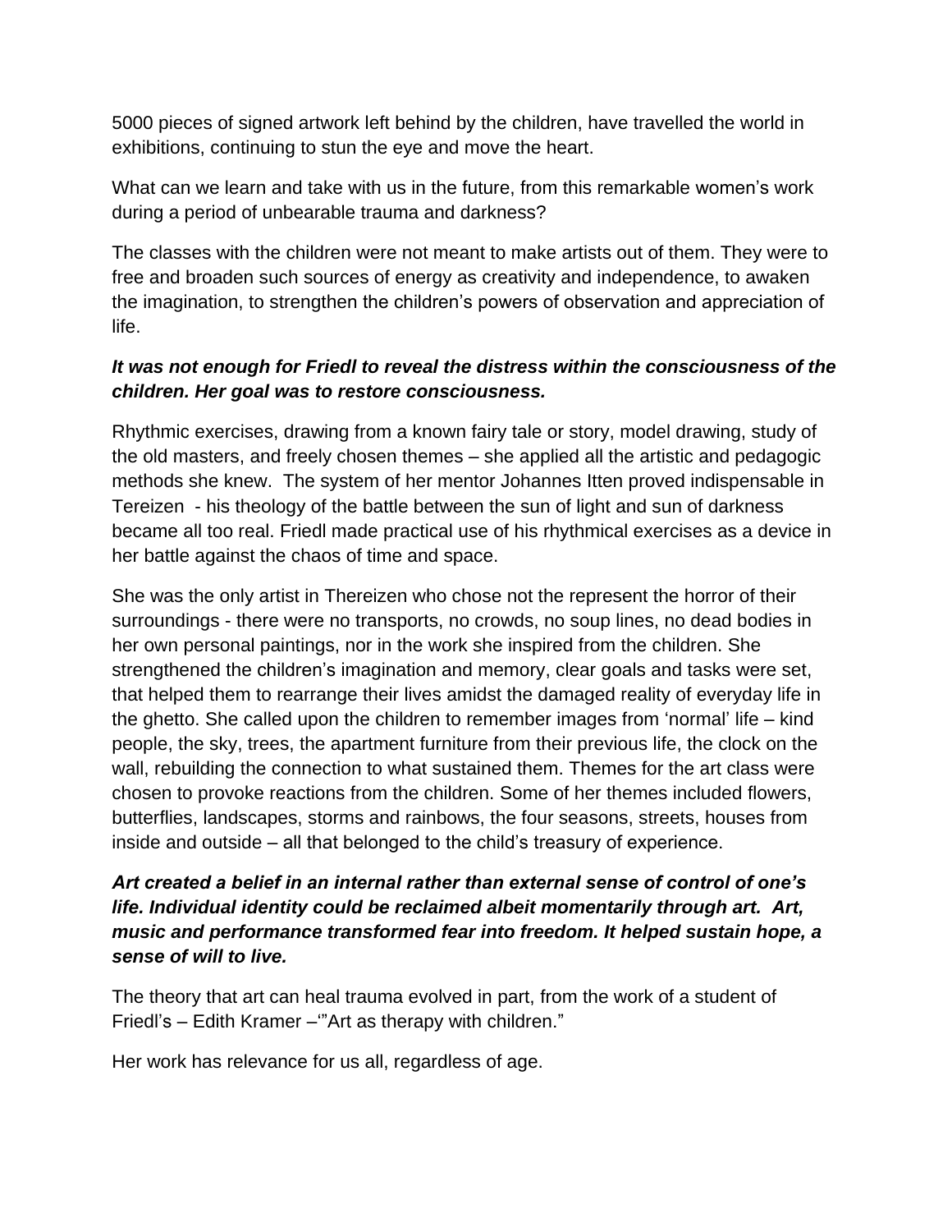5000 pieces of signed artwork left behind by the children, have travelled the world in exhibitions, continuing to stun the eye and move the heart.

What can we learn and take with us in the future, from this remarkable women's work during a period of unbearable trauma and darkness?

The classes with the children were not meant to make artists out of them. They were to free and broaden such sources of energy as creativity and independence, to awaken the imagination, to strengthen the children's powers of observation and appreciation of life.

***It was not enough for Friedl to reveal the distress within the consciousness of the children. Her goal was to restore consciousness.***

Rhythmic exercises, drawing from a known fairy tale or story, model drawing, study of the old masters, and freely chosen themes – she applied all the artistic and pedagogic methods she knew. The system of her mentor Johannes Itten proved indispensable in Tereizen - his theology of the battle between the sun of light and sun of darkness became all too real. Friedl made practical use of his rhythmical exercises as a device in her battle against the chaos of time and space.

She was the only artist in Thereizen who chose not the represent the horror of their surroundings - there were no transports, no crowds, no soup lines, no dead bodies in her own personal paintings, nor in the work she inspired from the children. She strengthened the children's imagination and memory, clear goals and tasks were set, that helped them to rearrange their lives amidst the damaged reality of everyday life in the ghetto. She called upon the children to remember images from 'normal' life – kind people, the sky, trees, the apartment furniture from their previous life, the clock on the wall, rebuilding the connection to what sustained them. Themes for the art class were chosen to provoke reactions from the children. Some of her themes included flowers, butterflies, landscapes, storms and rainbows, the four seasons, streets, houses from inside and outside – all that belonged to the child's treasury of experience.

***Art created a belief in an internal rather than external sense of control of one's life. Individual identity could be reclaimed albeit momentarily through art. Art, music and performance transformed fear into freedom. It helped sustain hope, a sense of will to live.***

The theory that art can heal trauma evolved in part, from the work of a student of Friedl's – Edith Kramer –'"Art as therapy with children."

Her work has relevance for us all, regardless of age.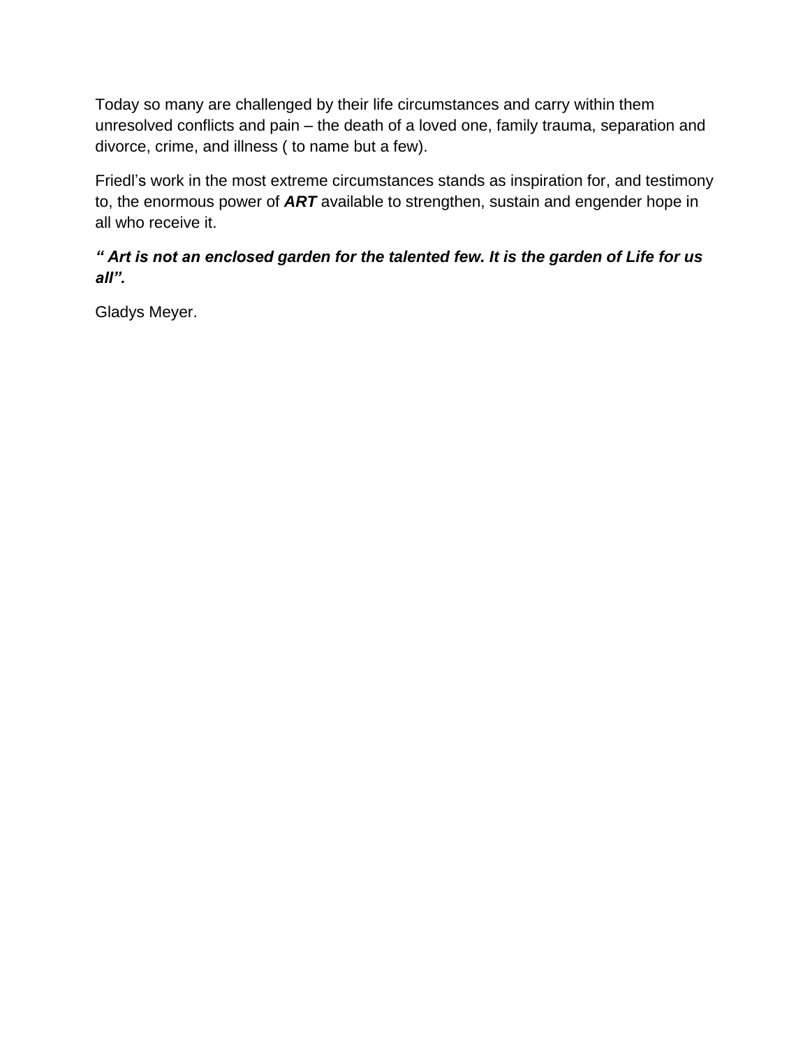Today so many are challenged by their life circumstances and carry within them unresolved conflicts and pain – the death of a loved one, family trauma, separation and divorce, crime, and illness ( to name but a few).

Friedl's work in the most extreme circumstances stands as inspiration for, and testimony to, the enormous power of ***ART*** available to strengthen, sustain and engender hope in all who receive it.

***" Art is not an enclosed garden for the talented few. It is the garden of Life for us all".***

Gladys Meyer.